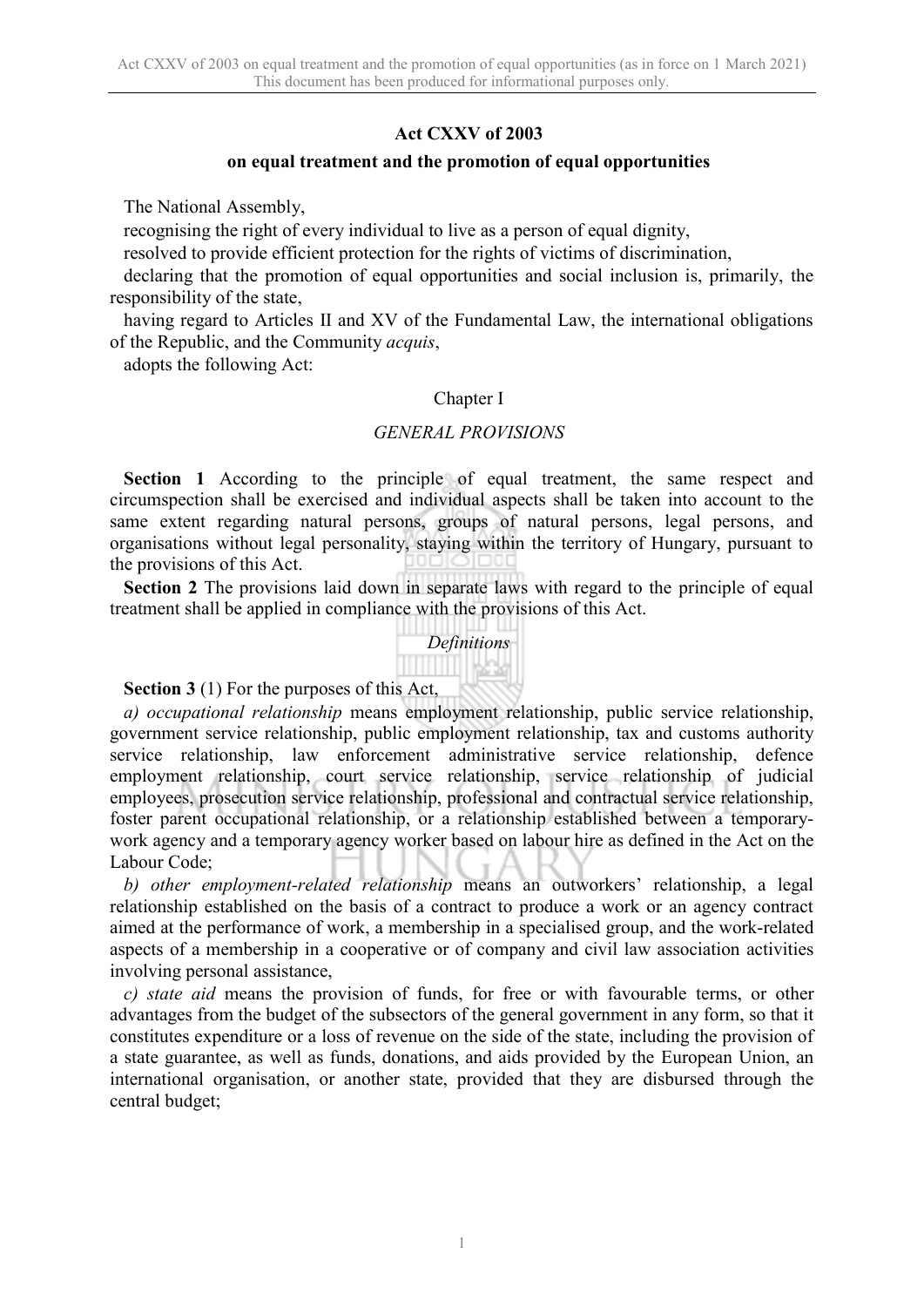# Act CXXV of 2003

## on equal treatment and the promotion of equal opportunities

The National Assembly,

recognising the right of every individual to live as a person of equal dignity,

resolved to provide efficient protection for the rights of victims of discrimination,

declaring that the promotion of equal opportunities and social inclusion is, primarily, the responsibility of the state,

having regard to Articles II and XV of the Fundamental Law, the international obligations of the Republic, and the Community *acquis*,

adopts the following Act:

### Chapter I

### *GENERAL PROVISIONS*

**Section 1** According to the principle of equal treatment, the same respect and circumspection shall be exercised and individual aspects shall be taken into account to the same extent regarding natural persons, groups of natural persons, legal persons, and organisations without legal personality, staying within the territory of Hungary, pursuant to the provisions of this Act.

**Section 2** The provisions laid down in separate laws with regard to the principle of equal treatment shall be applied in compliance with the provisions of this Act.

#### *Definitions*

**Section 3** (1) For the purposes of this Act,

*a) occupational relationship* means employment relationship, public service relationship, government service relationship, public employment relationship, tax and customs authority service relationship, law enforcement administrative service relationship, defence employment relationship, court service relationship, service relationship of judicial employees, prosecution service relationship, professional and contractual service relationship, foster parent occupational relationship, or a relationship established between a temporary-work agency and a temporary agency worker based on labour hire as defined in the Act on the Labour Code;

*b) other employment-related relationship* means an outworkers' relationship, a legal relationship established on the basis of a contract to produce a work or an agency contract aimed at the performance of work, a membership in a specialised group, and the work-related aspects of a membership in a cooperative or of company and civil law association activities involving personal assistance,

*c) state aid* means the provision of funds, for free or with favourable terms, or other advantages from the budget of the subsectors of the general government in any form, so that it constitutes expenditure or a loss of revenue on the side of the state, including the provision of a state guarantee, as well as funds, donations, and aids provided by the European Union, an international organisation, or another state, provided that they are disbursed through the central budget;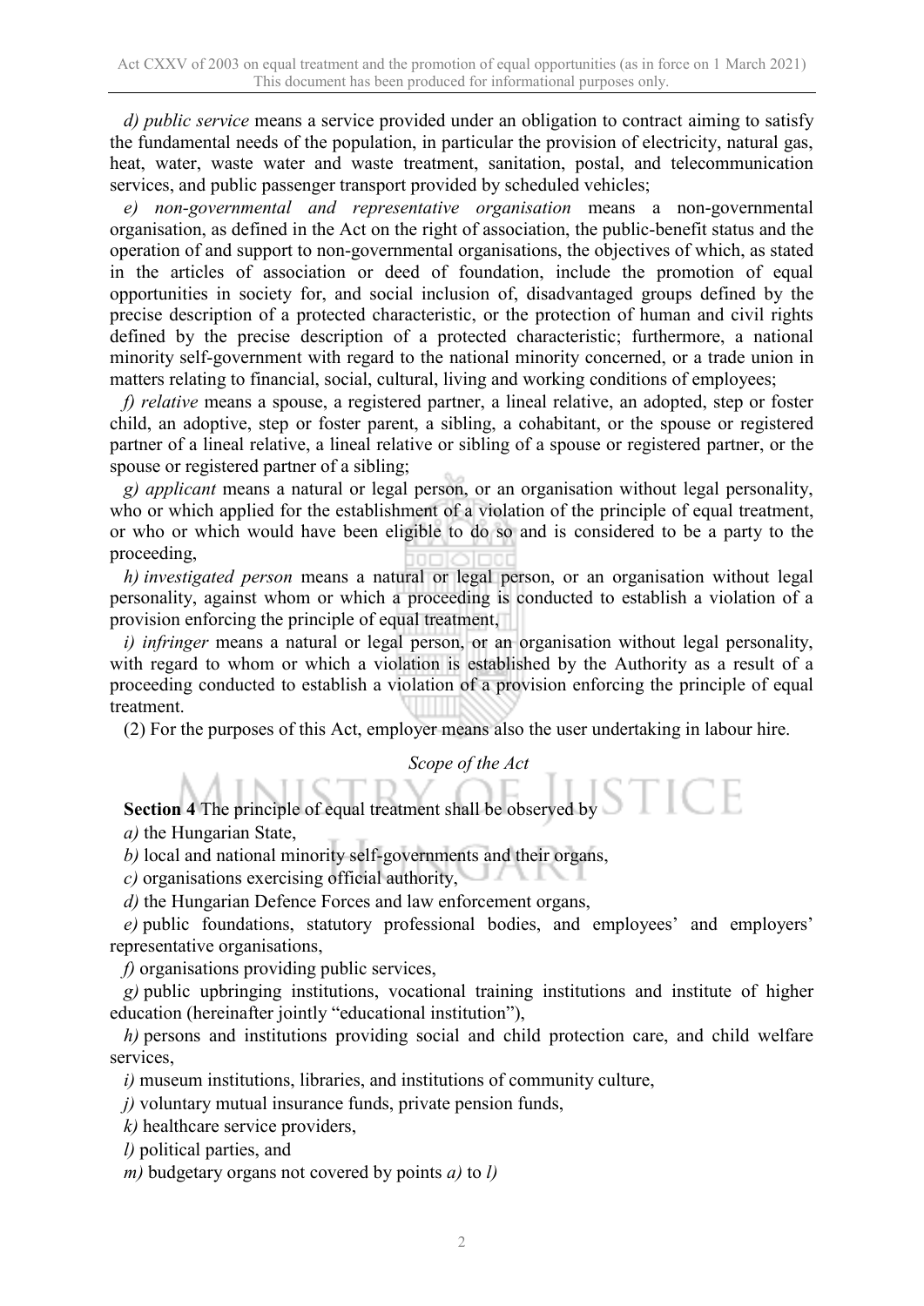*d) public service* means a service provided under an obligation to contract aiming to satisfy the fundamental needs of the population, in particular the provision of electricity, natural gas, heat, water, waste water and waste treatment, sanitation, postal, and telecommunication services, and public passenger transport provided by scheduled vehicles;

*e) non-governmental and representative organisation* means a non-governmental organisation, as defined in the Act on the right of association, the public-benefit status and the operation of and support to non-governmental organisations, the objectives of which, as stated in the articles of association or deed of foundation, include the promotion of equal opportunities in society for, and social inclusion of, disadvantaged groups defined by the precise description of a protected characteristic, or the protection of human and civil rights defined by the precise description of a protected characteristic; furthermore, a national minority self-government with regard to the national minority concerned, or a trade union in matters relating to financial, social, cultural, living and working conditions of employees;

*f) relative* means a spouse, a registered partner, a lineal relative, an adopted, step or foster child, an adoptive, step or foster parent, a sibling, a cohabitant, or the spouse or registered partner of a lineal relative, a lineal relative or sibling of a spouse or registered partner, or the spouse or registered partner of a sibling;

*g) applicant* means a natural or legal person, or an organisation without legal personality, who or which applied for the establishment of a violation of the principle of equal treatment, or who or which would have been eligible to do so and is considered to be a party to the proceeding,

*h) investigated person* means a natural or legal person, or an organisation without legal personality, against whom or which a proceeding is conducted to establish a violation of a provision enforcing the principle of equal treatment,

*i) infringer* means a natural or legal person, or an organisation without legal personality, with regard to whom or which a violation is established by the Authority as a result of a proceeding conducted to establish a violation of a provision enforcing the principle of equal treatment.

(2) For the purposes of this Act, employer means also the user undertaking in labour hire.

*Scope of the Act*

**Section 4** The principle of equal treatment shall be observed by

*a)* the Hungarian State,

*b)* local and national minority self-governments and their organs,

*c)* organisations exercising official authority,

*d)* the Hungarian Defence Forces and law enforcement organs,

*e)* public foundations, statutory professional bodies, and employees' and employers' representative organisations,

*f)* organisations providing public services,

*g)* public upbringing institutions, vocational training institutions and institute of higher education (hereinafter jointly "educational institution"),

*h)* persons and institutions providing social and child protection care, and child welfare services,

*i)* museum institutions, libraries, and institutions of community culture,

*j)* voluntary mutual insurance funds, private pension funds,

*k)* healthcare service providers,

*l)* political parties, and

*m)* budgetary organs not covered by points *a)* to *l)*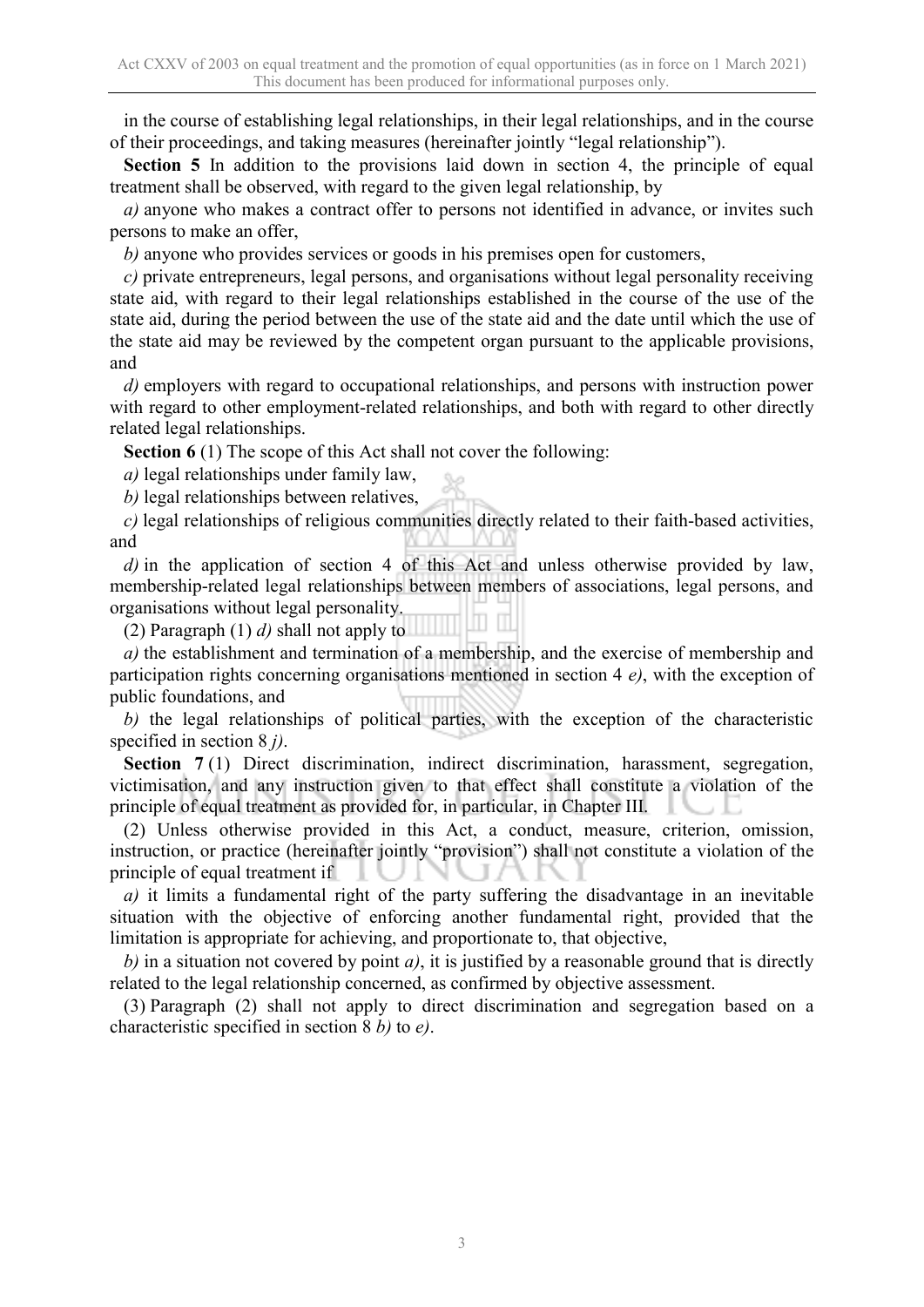in the course of establishing legal relationships, in their legal relationships, and in the course of their proceedings, and taking measures (hereinafter jointly "legal relationship").

**Section 5** In addition to the provisions laid down in section 4, the principle of equal treatment shall be observed, with regard to the given legal relationship, by

*a)* anyone who makes a contract offer to persons not identified in advance, or invites such persons to make an offer,

*b)* anyone who provides services or goods in his premises open for customers,

*c)* private entrepreneurs, legal persons, and organisations without legal personality receiving state aid, with regard to their legal relationships established in the course of the use of the state aid, during the period between the use of the state aid and the date until which the use of the state aid may be reviewed by the competent organ pursuant to the applicable provisions, and

*d)* employers with regard to occupational relationships, and persons with instruction power with regard to other employment-related relationships, and both with regard to other directly related legal relationships.

**Section 6** (1) The scope of this Act shall not cover the following:

*a)* legal relationships under family law,

*b)* legal relationships between relatives,

*c)* legal relationships of religious communities directly related to their faith-based activities, and

*d)* in the application of section 4 of this Act and unless otherwise provided by law, membership-related legal relationships between members of associations, legal persons, and organisations without legal personality.

(2) Paragraph (1) *d)* shall not apply to

*a)* the establishment and termination of a membership, and the exercise of membership and participation rights concerning organisations mentioned in section 4 *e)*, with the exception of public foundations, and

*b)* the legal relationships of political parties, with the exception of the characteristic specified in section 8 *j)*.

**Section 7** (1) Direct discrimination, indirect discrimination, harassment, segregation, victimisation, and any instruction given to that effect shall constitute a violation of the principle of equal treatment as provided for, in particular, in Chapter III.

(2) Unless otherwise provided in this Act, a conduct, measure, criterion, omission, instruction, or practice (hereinafter jointly "provision") shall not constitute a violation of the principle of equal treatment if

*a)* it limits a fundamental right of the party suffering the disadvantage in an inevitable situation with the objective of enforcing another fundamental right, provided that the limitation is appropriate for achieving, and proportionate to, that objective,

*b)* in a situation not covered by point *a)*, it is justified by a reasonable ground that is directly related to the legal relationship concerned, as confirmed by objective assessment.

(3) Paragraph (2) shall not apply to direct discrimination and segregation based on a characteristic specified in section 8 *b)* to *e)*.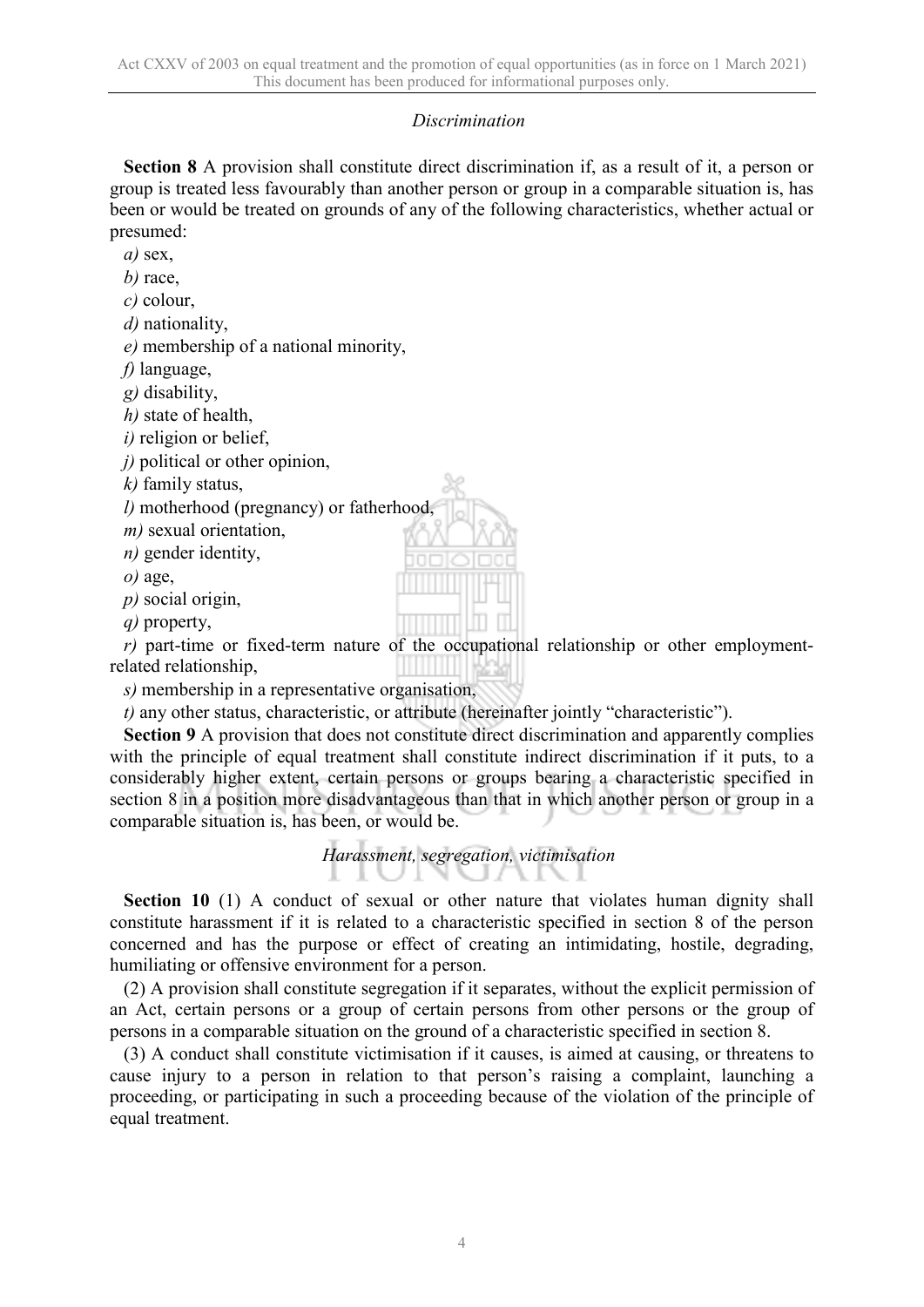*Discrimination*

**Section 8** A provision shall constitute direct discrimination if, as a result of it, a person or group is treated less favourably than another person or group in a comparable situation is, has been or would be treated on grounds of any of the following characteristics, whether actual or presumed:

*a)* sex,

*b)* race,

*c)* colour,

*d)* nationality,

*e)* membership of a national minority,

*f)* language,

*g)* disability,

*h)* state of health,

*i)* religion or belief,

*j)* political or other opinion,

*k)* family status,

*l)* motherhood (pregnancy) or fatherhood,

*m)* sexual orientation,

*n)* gender identity,

*o)* age,

*p)* social origin,

*q)* property,

*r)* part-time or fixed-term nature of the occupational relationship or other employment-related relationship,

*s)* membership in a representative organisation,

*t)* any other status, characteristic, or attribute (hereinafter jointly "characteristic").

**Section 9** A provision that does not constitute direct discrimination and apparently complies with the principle of equal treatment shall constitute indirect discrimination if it puts, to a considerably higher extent, certain persons or groups bearing a characteristic specified in section 8 in a position more disadvantageous than that in which another person or group in a comparable situation is, has been, or would be.

*Harassment, segregation, victimisation*

**Section 10** (1) A conduct of sexual or other nature that violates human dignity shall constitute harassment if it is related to a characteristic specified in section 8 of the person concerned and has the purpose or effect of creating an intimidating, hostile, degrading, humiliating or offensive environment for a person.

(2) A provision shall constitute segregation if it separates, without the explicit permission of an Act, certain persons or a group of certain persons from other persons or the group of persons in a comparable situation on the ground of a characteristic specified in section 8.

(3) A conduct shall constitute victimisation if it causes, is aimed at causing, or threatens to cause injury to a person in relation to that person's raising a complaint, launching a proceeding, or participating in such a proceeding because of the violation of the principle of equal treatment.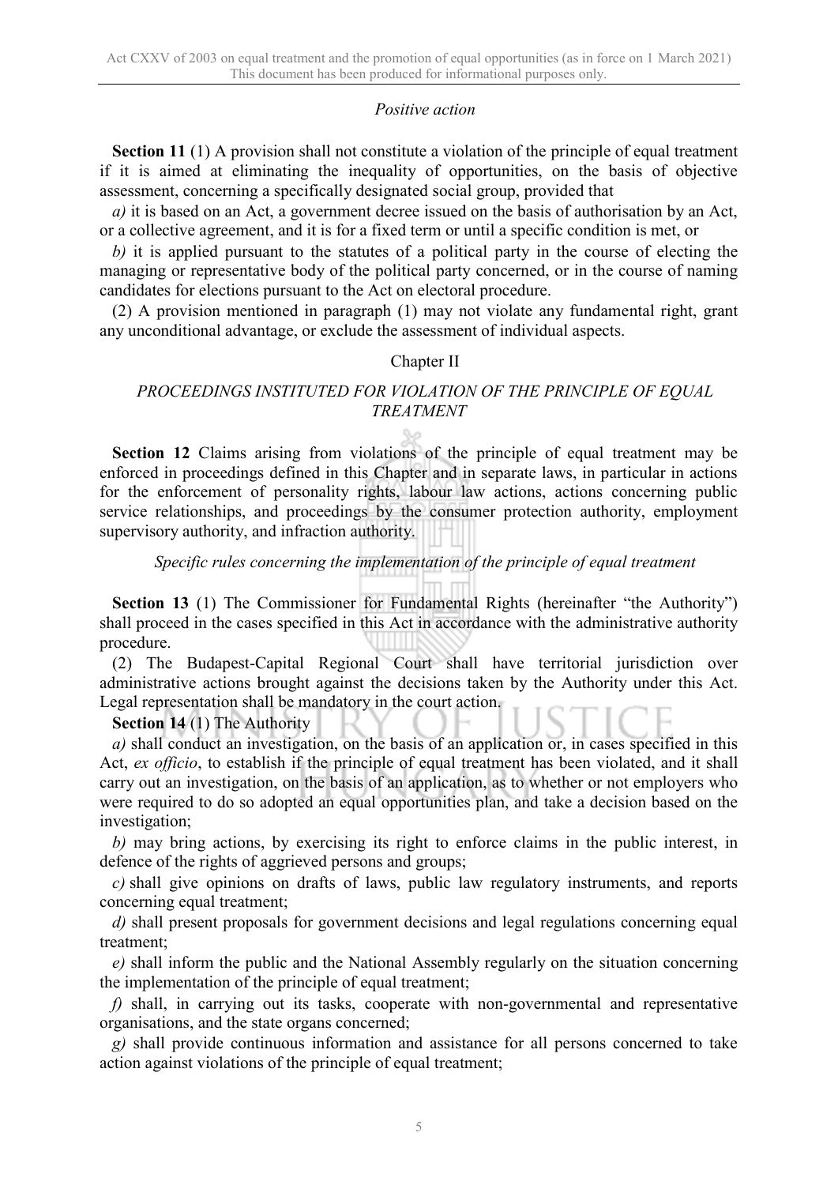*Positive action*

**Section 11** (1) A provision shall not constitute a violation of the principle of equal treatment if it is aimed at eliminating the inequality of opportunities, on the basis of objective assessment, concerning a specifically designated social group, provided that

*a)* it is based on an Act, a government decree issued on the basis of authorisation by an Act, or a collective agreement, and it is for a fixed term or until a specific condition is met, or

*b)* it is applied pursuant to the statutes of a political party in the course of electing the managing or representative body of the political party concerned, or in the course of naming candidates for elections pursuant to the Act on electoral procedure.

(2) A provision mentioned in paragraph (1) may not violate any fundamental right, grant any unconditional advantage, or exclude the assessment of individual aspects.

Chapter II

*PROCEEDINGS INSTITUTED FOR VIOLATION OF THE PRINCIPLE OF EQUAL TREATMENT*

**Section 12** Claims arising from violations of the principle of equal treatment may be enforced in proceedings defined in this Chapter and in separate laws, in particular in actions for the enforcement of personality rights, labour law actions, actions concerning public service relationships, and proceedings by the consumer protection authority, employment supervisory authority, and infraction authority.

*Specific rules concerning the implementation of the principle of equal treatment*

**Section 13** (1) The Commissioner for Fundamental Rights (hereinafter "the Authority") shall proceed in the cases specified in this Act in accordance with the administrative authority procedure.

(2) The Budapest-Capital Regional Court shall have territorial jurisdiction over administrative actions brought against the decisions taken by the Authority under this Act. Legal representation shall be mandatory in the court action.

**Section 14** (1) The Authority

*a)* shall conduct an investigation, on the basis of an application or, in cases specified in this Act, *ex officio*, to establish if the principle of equal treatment has been violated, and it shall carry out an investigation, on the basis of an application, as to whether or not employers who were required to do so adopted an equal opportunities plan, and take a decision based on the investigation;

*b)* may bring actions, by exercising its right to enforce claims in the public interest, in defence of the rights of aggrieved persons and groups;

*c)* shall give opinions on drafts of laws, public law regulatory instruments, and reports concerning equal treatment;

*d)* shall present proposals for government decisions and legal regulations concerning equal treatment;

*e)* shall inform the public and the National Assembly regularly on the situation concerning the implementation of the principle of equal treatment;

*f)* shall, in carrying out its tasks, cooperate with non-governmental and representative organisations, and the state organs concerned;

*g)* shall provide continuous information and assistance for all persons concerned to take action against violations of the principle of equal treatment;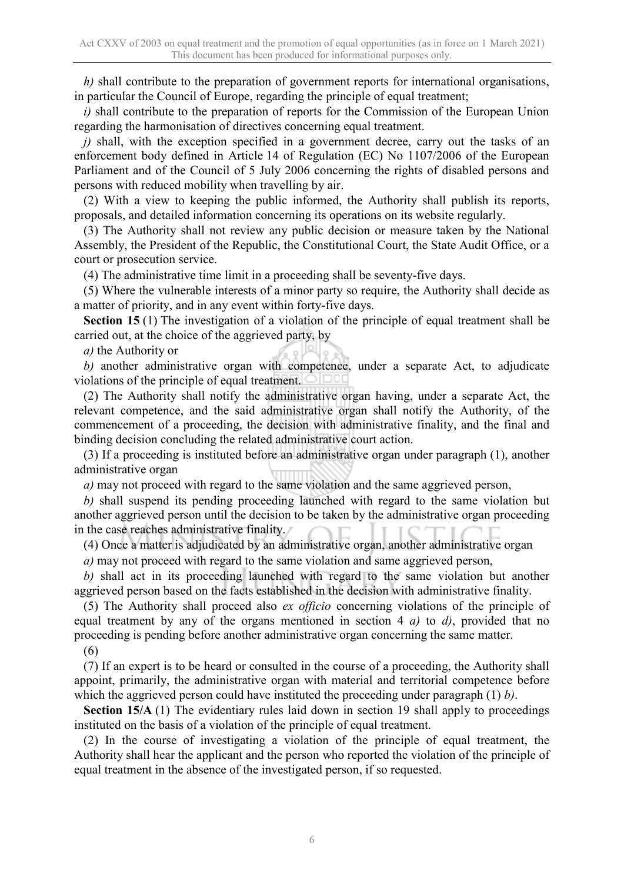*h)* shall contribute to the preparation of government reports for international organisations, in particular the Council of Europe, regarding the principle of equal treatment;

*i)* shall contribute to the preparation of reports for the Commission of the European Union regarding the harmonisation of directives concerning equal treatment.

*j)* shall, with the exception specified in a government decree, carry out the tasks of an enforcement body defined in Article 14 of Regulation (EC) No 1107/2006 of the European Parliament and of the Council of 5 July 2006 concerning the rights of disabled persons and persons with reduced mobility when travelling by air.

(2) With a view to keeping the public informed, the Authority shall publish its reports, proposals, and detailed information concerning its operations on its website regularly.

(3) The Authority shall not review any public decision or measure taken by the National Assembly, the President of the Republic, the Constitutional Court, the State Audit Office, or a court or prosecution service.

(4) The administrative time limit in a proceeding shall be seventy-five days.

(5) Where the vulnerable interests of a minor party so require, the Authority shall decide as a matter of priority, and in any event within forty-five days.

**Section 15** (1) The investigation of a violation of the principle of equal treatment shall be carried out, at the choice of the aggrieved party, by

*a)* the Authority or

*b)* another administrative organ with competence, under a separate Act, to adjudicate violations of the principle of equal treatment.

(2) The Authority shall notify the administrative organ having, under a separate Act, the relevant competence, and the said administrative organ shall notify the Authority, of the commencement of a proceeding, the decision with administrative finality, and the final and binding decision concluding the related administrative court action.

(3) If a proceeding is instituted before an administrative organ under paragraph (1), another administrative organ

*a)* may not proceed with regard to the same violation and the same aggrieved person,

*b)* shall suspend its pending proceeding launched with regard to the same violation but another aggrieved person until the decision to be taken by the administrative organ proceeding in the case reaches administrative finality.

(4) Once a matter is adjudicated by an administrative organ, another administrative organ

*a)* may not proceed with regard to the same violation and same aggrieved person,

*b)* shall act in its proceeding launched with regard to the same violation but another aggrieved person based on the facts established in the decision with administrative finality.

(5) The Authority shall proceed also *ex officio* concerning violations of the principle of equal treatment by any of the organs mentioned in section 4 *a)* to *d)*, provided that no proceeding is pending before another administrative organ concerning the same matter.

(6)

(7) If an expert is to be heard or consulted in the course of a proceeding, the Authority shall appoint, primarily, the administrative organ with material and territorial competence before which the aggrieved person could have instituted the proceeding under paragraph (1) *b)*.

**Section 15/A** (1) The evidentiary rules laid down in section 19 shall apply to proceedings instituted on the basis of a violation of the principle of equal treatment.

(2) In the course of investigating a violation of the principle of equal treatment, the Authority shall hear the applicant and the person who reported the violation of the principle of equal treatment in the absence of the investigated person, if so requested.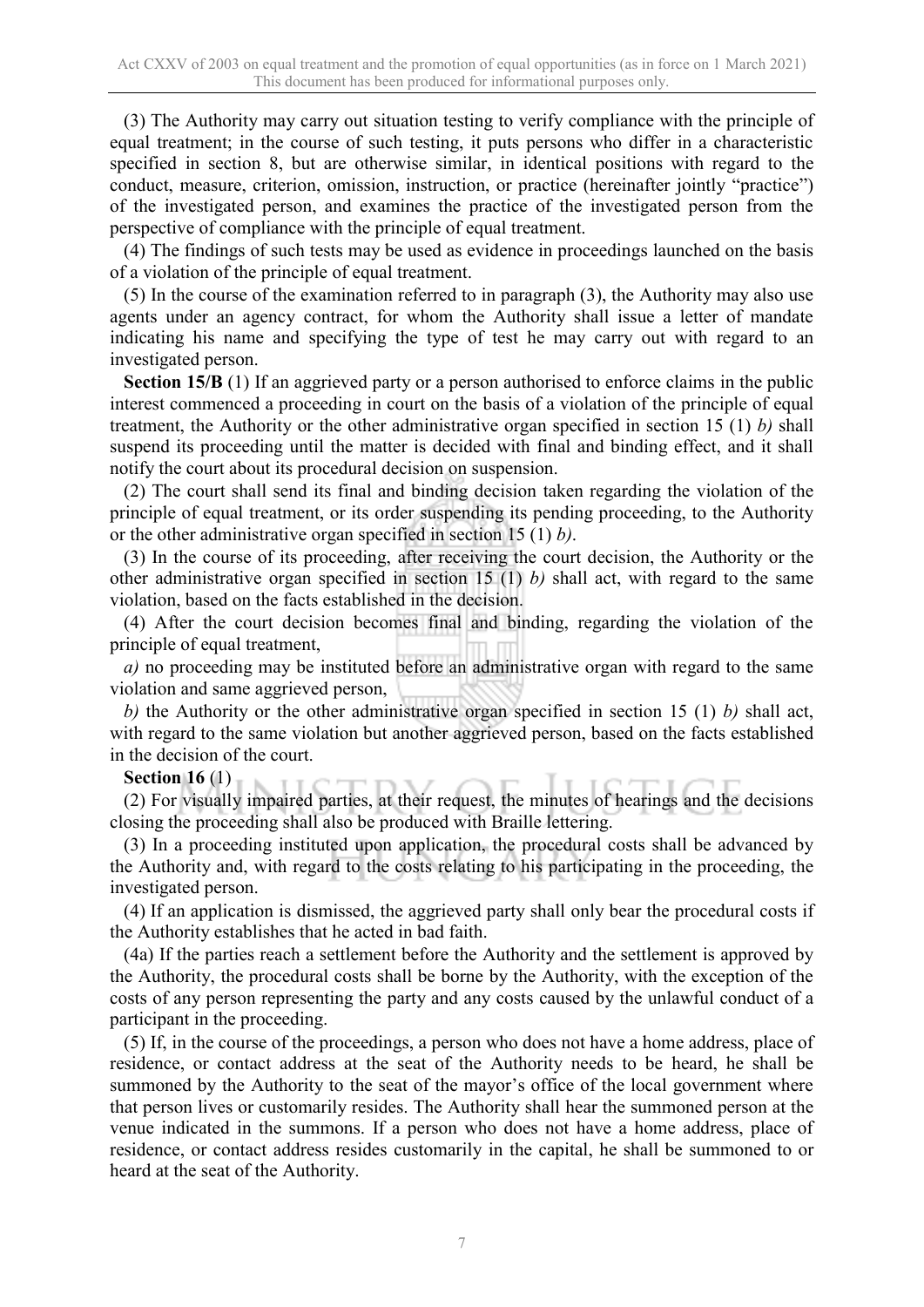(3) The Authority may carry out situation testing to verify compliance with the principle of equal treatment; in the course of such testing, it puts persons who differ in a characteristic specified in section 8, but are otherwise similar, in identical positions with regard to the conduct, measure, criterion, omission, instruction, or practice (hereinafter jointly "practice") of the investigated person, and examines the practice of the investigated person from the perspective of compliance with the principle of equal treatment.

(4) The findings of such tests may be used as evidence in proceedings launched on the basis of a violation of the principle of equal treatment.

(5) In the course of the examination referred to in paragraph (3), the Authority may also use agents under an agency contract, for whom the Authority shall issue a letter of mandate indicating his name and specifying the type of test he may carry out with regard to an investigated person.

**Section 15/B** (1) If an aggrieved party or a person authorised to enforce claims in the public interest commenced a proceeding in court on the basis of a violation of the principle of equal treatment, the Authority or the other administrative organ specified in section 15 (1) *b)* shall suspend its proceeding until the matter is decided with final and binding effect, and it shall notify the court about its procedural decision on suspension.

(2) The court shall send its final and binding decision taken regarding the violation of the principle of equal treatment, or its order suspending its pending proceeding, to the Authority or the other administrative organ specified in section 15 (1) *b)*.

(3) In the course of its proceeding, after receiving the court decision, the Authority or the other administrative organ specified in section 15 (1) *b)* shall act, with regard to the same violation, based on the facts established in the decision.

(4) After the court decision becomes final and binding, regarding the violation of the principle of equal treatment,

*a)* no proceeding may be instituted before an administrative organ with regard to the same violation and same aggrieved person,

*b)* the Authority or the other administrative organ specified in section 15 (1) *b)* shall act, with regard to the same violation but another aggrieved person, based on the facts established in the decision of the court.

**Section 16** (1)

(2) For visually impaired parties, at their request, the minutes of hearings and the decisions closing the proceeding shall also be produced with Braille lettering.

(3) In a proceeding instituted upon application, the procedural costs shall be advanced by the Authority and, with regard to the costs relating to his participating in the proceeding, the investigated person.

(4) If an application is dismissed, the aggrieved party shall only bear the procedural costs if the Authority establishes that he acted in bad faith.

(4a) If the parties reach a settlement before the Authority and the settlement is approved by the Authority, the procedural costs shall be borne by the Authority, with the exception of the costs of any person representing the party and any costs caused by the unlawful conduct of a participant in the proceeding.

(5) If, in the course of the proceedings, a person who does not have a home address, place of residence, or contact address at the seat of the Authority needs to be heard, he shall be summoned by the Authority to the seat of the mayor's office of the local government where that person lives or customarily resides. The Authority shall hear the summoned person at the venue indicated in the summons. If a person who does not have a home address, place of residence, or contact address resides customarily in the capital, he shall be summoned to or heard at the seat of the Authority.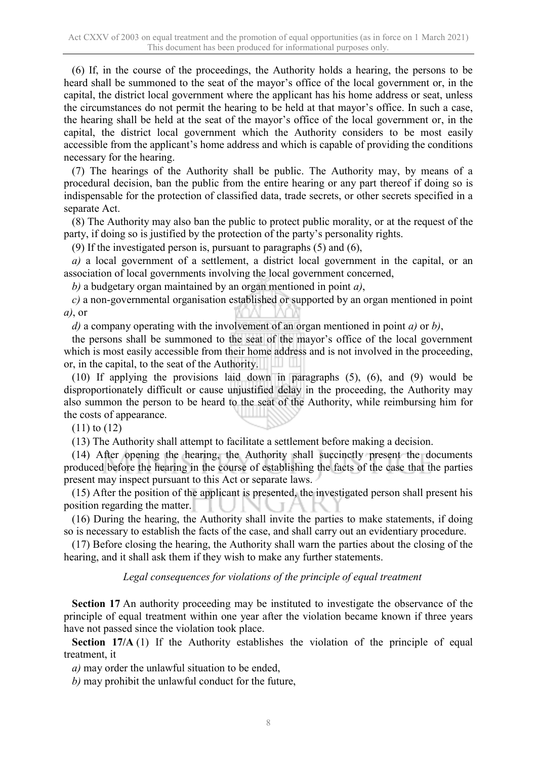(6) If, in the course of the proceedings, the Authority holds a hearing, the persons to be heard shall be summoned to the seat of the mayor's office of the local government or, in the capital, the district local government where the applicant has his home address or seat, unless the circumstances do not permit the hearing to be held at that mayor's office. In such a case, the hearing shall be held at the seat of the mayor's office of the local government or, in the capital, the district local government which the Authority considers to be most easily accessible from the applicant's home address and which is capable of providing the conditions necessary for the hearing.

(7) The hearings of the Authority shall be public. The Authority may, by means of a procedural decision, ban the public from the entire hearing or any part thereof if doing so is indispensable for the protection of classified data, trade secrets, or other secrets specified in a separate Act.

(8) The Authority may also ban the public to protect public morality, or at the request of the party, if doing so is justified by the protection of the party's personality rights.

(9) If the investigated person is, pursuant to paragraphs (5) and (6),

*a)* a local government of a settlement, a district local government in the capital, or an association of local governments involving the local government concerned,

*b)* a budgetary organ maintained by an organ mentioned in point *a)*,

*c)* a non-governmental organisation established or supported by an organ mentioned in point *a)*, or

*d)* a company operating with the involvement of an organ mentioned in point *a)* or *b)*,

the persons shall be summoned to the seat of the mayor's office of the local government which is most easily accessible from their home address and is not involved in the proceeding, or, in the capital, to the seat of the Authority.

(10) If applying the provisions laid down in paragraphs (5), (6), and (9) would be disproportionately difficult or cause unjustified delay in the proceeding, the Authority may also summon the person to be heard to the seat of the Authority, while reimbursing him for the costs of appearance.

(11) to (12)

(13) The Authority shall attempt to facilitate a settlement before making a decision.

(14) After opening the hearing, the Authority shall succinctly present the documents produced before the hearing in the course of establishing the facts of the case that the parties present may inspect pursuant to this Act or separate laws.

(15) After the position of the applicant is presented, the investigated person shall present his position regarding the matter.

(16) During the hearing, the Authority shall invite the parties to make statements, if doing so is necessary to establish the facts of the case, and shall carry out an evidentiary procedure.

(17) Before closing the hearing, the Authority shall warn the parties about the closing of the hearing, and it shall ask them if they wish to make any further statements.

*Legal consequences for violations of the principle of equal treatment*

**Section 17** An authority proceeding may be instituted to investigate the observance of the principle of equal treatment within one year after the violation became known if three years have not passed since the violation took place.

**Section 17/A** (1) If the Authority establishes the violation of the principle of equal treatment, it

*a)* may order the unlawful situation to be ended,

*b)* may prohibit the unlawful conduct for the future,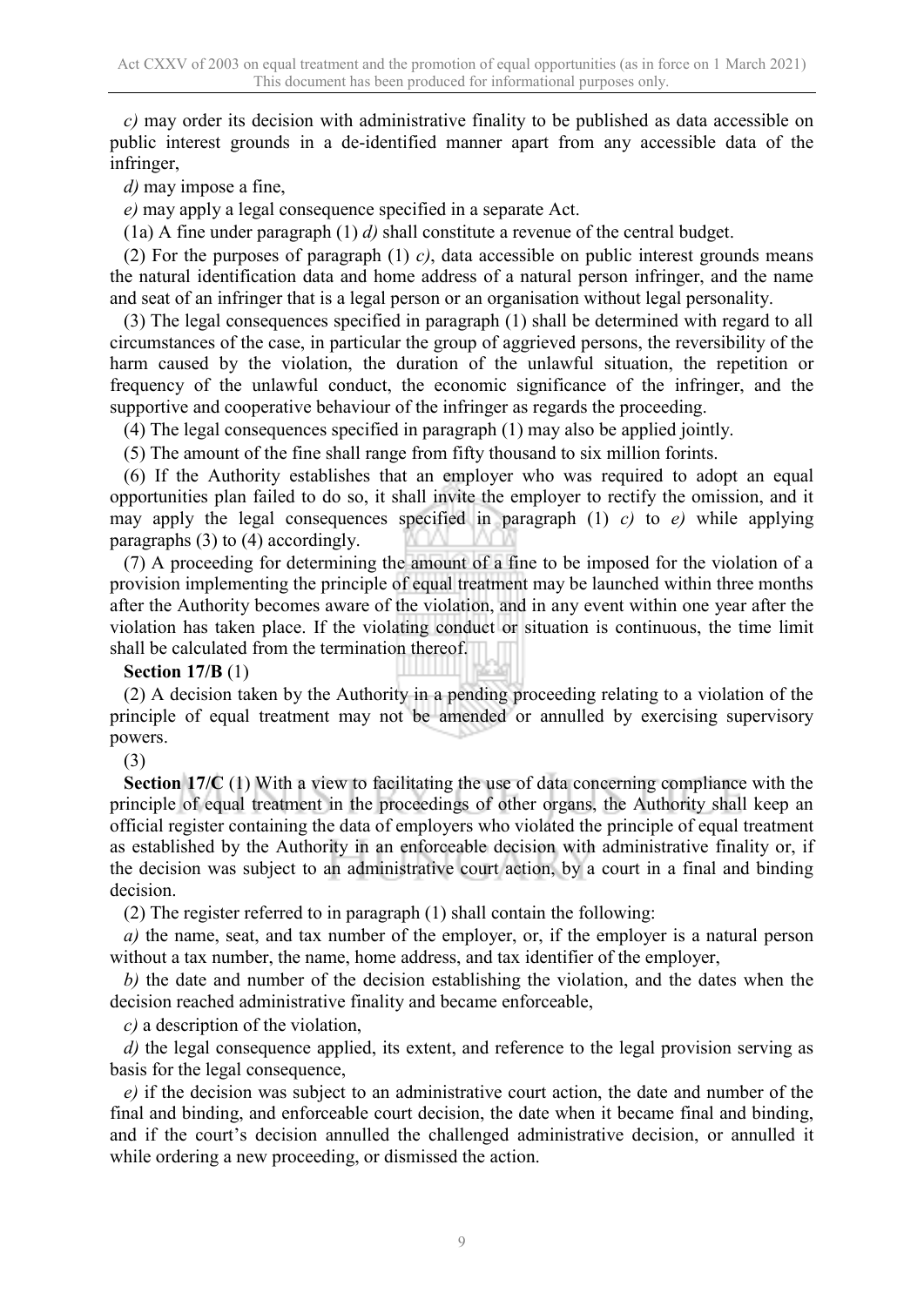*c)* may order its decision with administrative finality to be published as data accessible on public interest grounds in a de-identified manner apart from any accessible data of the infringer,

*d)* may impose a fine,

*e)* may apply a legal consequence specified in a separate Act.

(1a) A fine under paragraph (1) *d)* shall constitute a revenue of the central budget.

(2) For the purposes of paragraph (1) *c)*, data accessible on public interest grounds means the natural identification data and home address of a natural person infringer, and the name and seat of an infringer that is a legal person or an organisation without legal personality.

(3) The legal consequences specified in paragraph (1) shall be determined with regard to all circumstances of the case, in particular the group of aggrieved persons, the reversibility of the harm caused by the violation, the duration of the unlawful situation, the repetition or frequency of the unlawful conduct, the economic significance of the infringer, and the supportive and cooperative behaviour of the infringer as regards the proceeding.

(4) The legal consequences specified in paragraph (1) may also be applied jointly.

(5) The amount of the fine shall range from fifty thousand to six million forints.

(6) If the Authority establishes that an employer who was required to adopt an equal opportunities plan failed to do so, it shall invite the employer to rectify the omission, and it may apply the legal consequences specified in paragraph (1) *c)* to *e)* while applying paragraphs (3) to (4) accordingly.

(7) A proceeding for determining the amount of a fine to be imposed for the violation of a provision implementing the principle of equal treatment may be launched within three months after the Authority becomes aware of the violation, and in any event within one year after the violation has taken place. If the violating conduct or situation is continuous, the time limit shall be calculated from the termination thereof.

**Section 17/B** (1)

(2) A decision taken by the Authority in a pending proceeding relating to a violation of the principle of equal treatment may not be amended or annulled by exercising supervisory powers.

(3)

**Section 17/C** (1) With a view to facilitating the use of data concerning compliance with the principle of equal treatment in the proceedings of other organs, the Authority shall keep an official register containing the data of employers who violated the principle of equal treatment as established by the Authority in an enforceable decision with administrative finality or, if the decision was subject to an administrative court action, by a court in a final and binding decision.

(2) The register referred to in paragraph (1) shall contain the following:

*a)* the name, seat, and tax number of the employer, or, if the employer is a natural person without a tax number, the name, home address, and tax identifier of the employer,

*b)* the date and number of the decision establishing the violation, and the dates when the decision reached administrative finality and became enforceable,

*c)* a description of the violation,

*d)* the legal consequence applied, its extent, and reference to the legal provision serving as basis for the legal consequence,

*e)* if the decision was subject to an administrative court action, the date and number of the final and binding, and enforceable court decision, the date when it became final and binding, and if the court's decision annulled the challenged administrative decision, or annulled it while ordering a new proceeding, or dismissed the action.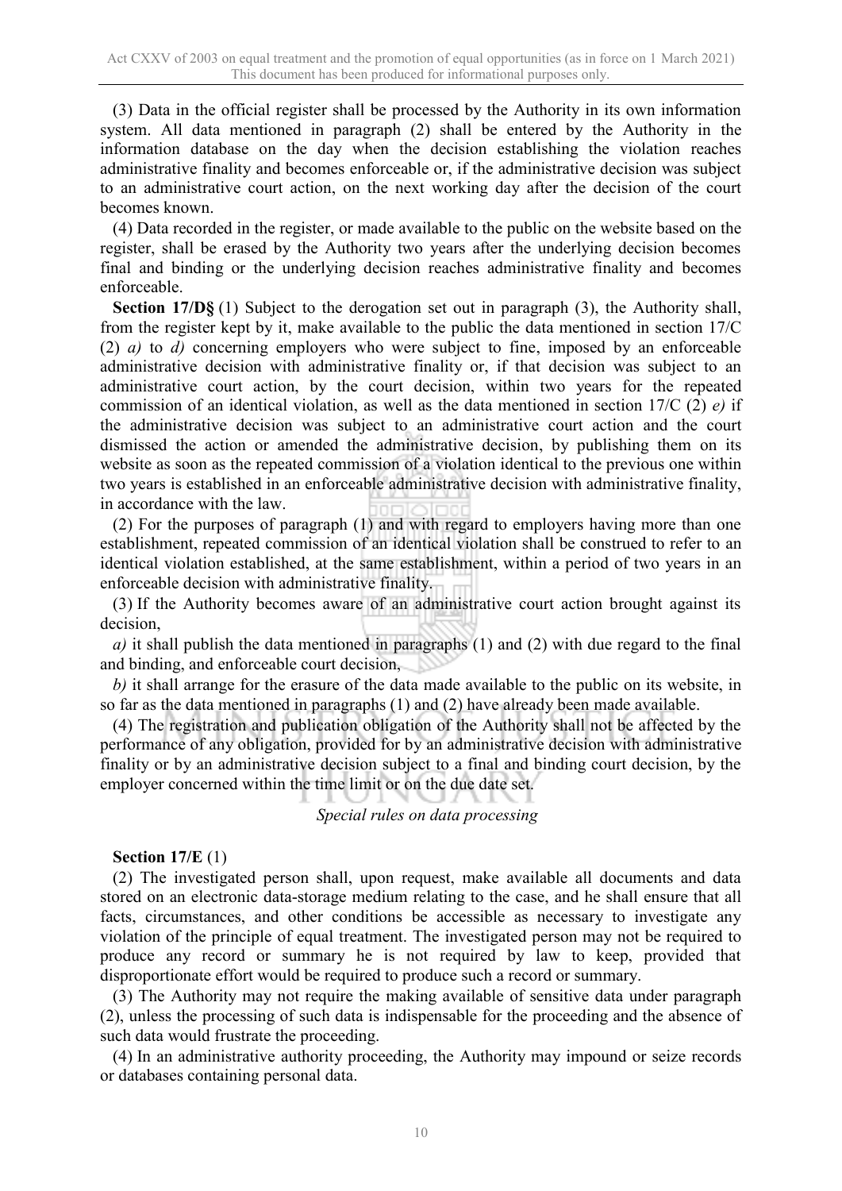(3) Data in the official register shall be processed by the Authority in its own information system. All data mentioned in paragraph (2) shall be entered by the Authority in the information database on the day when the decision establishing the violation reaches administrative finality and becomes enforceable or, if the administrative decision was subject to an administrative court action, on the next working day after the decision of the court becomes known.

(4) Data recorded in the register, or made available to the public on the website based on the register, shall be erased by the Authority two years after the underlying decision becomes final and binding or the underlying decision reaches administrative finality and becomes enforceable.

**Section 17/D§** (1) Subject to the derogation set out in paragraph (3), the Authority shall, from the register kept by it, make available to the public the data mentioned in section 17/C (2) *a)* to *d)* concerning employers who were subject to fine, imposed by an enforceable administrative decision with administrative finality or, if that decision was subject to an administrative court action, by the court decision, within two years for the repeated commission of an identical violation, as well as the data mentioned in section 17/C (2) *e)* if the administrative decision was subject to an administrative court action and the court dismissed the action or amended the administrative decision, by publishing them on its website as soon as the repeated commission of a violation identical to the previous one within two years is established in an enforceable administrative decision with administrative finality, in accordance with the law.

(2) For the purposes of paragraph (1) and with regard to employers having more than one establishment, repeated commission of an identical violation shall be construed to refer to an identical violation established, at the same establishment, within a period of two years in an enforceable decision with administrative finality.

(3) If the Authority becomes aware of an administrative court action brought against its decision,

*a)* it shall publish the data mentioned in paragraphs (1) and (2) with due regard to the final and binding, and enforceable court decision,

*b)* it shall arrange for the erasure of the data made available to the public on its website, in so far as the data mentioned in paragraphs (1) and (2) have already been made available.

(4) The registration and publication obligation of the Authority shall not be affected by the performance of any obligation, provided for by an administrative decision with administrative finality or by an administrative decision subject to a final and binding court decision, by the employer concerned within the time limit or on the due date set.

*Special rules on data processing*

**Section 17/E** (1)

(2) The investigated person shall, upon request, make available all documents and data stored on an electronic data-storage medium relating to the case, and he shall ensure that all facts, circumstances, and other conditions be accessible as necessary to investigate any violation of the principle of equal treatment. The investigated person may not be required to produce any record or summary he is not required by law to keep, provided that disproportionate effort would be required to produce such a record or summary.

(3) The Authority may not require the making available of sensitive data under paragraph (2), unless the processing of such data is indispensable for the proceeding and the absence of such data would frustrate the proceeding.

(4) In an administrative authority proceeding, the Authority may impound or seize records or databases containing personal data.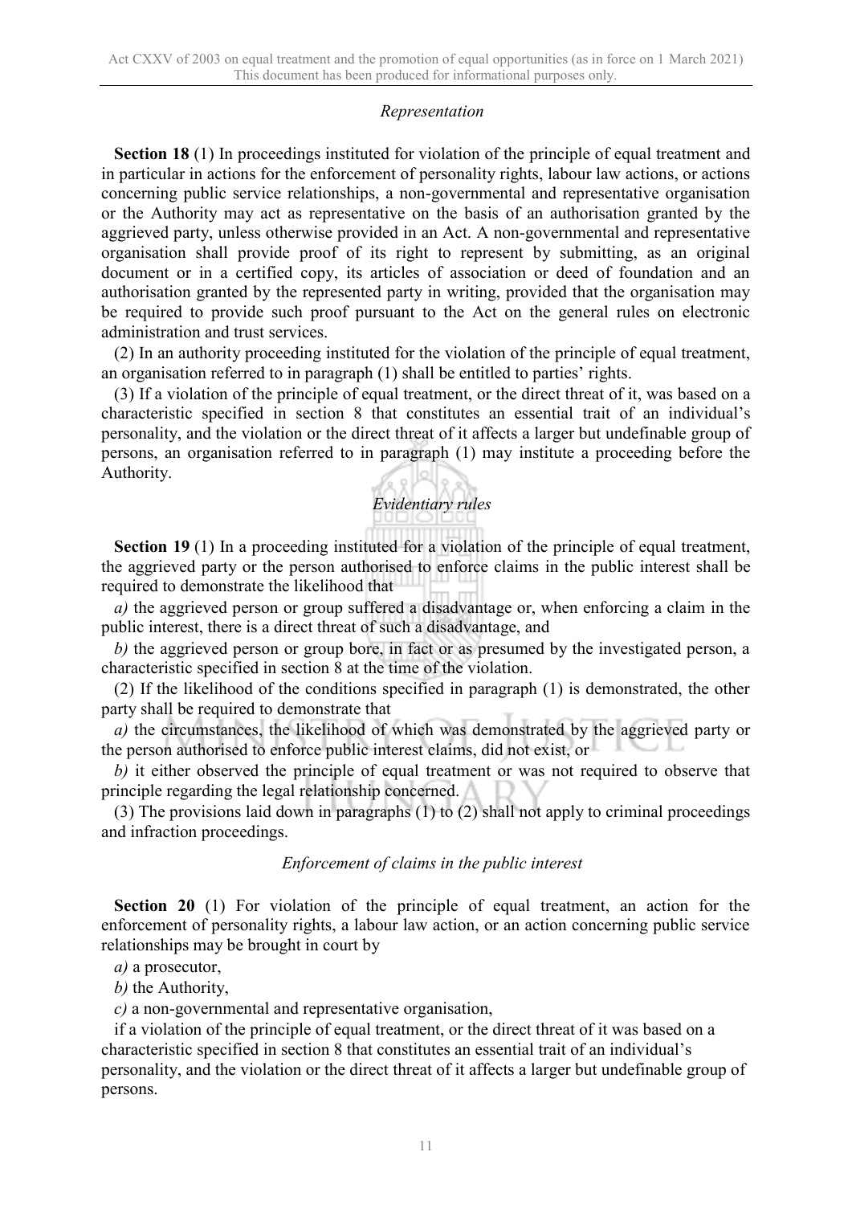*Representation*

**Section 18** (1) In proceedings instituted for violation of the principle of equal treatment and in particular in actions for the enforcement of personality rights, labour law actions, or actions concerning public service relationships, a non-governmental and representative organisation or the Authority may act as representative on the basis of an authorisation granted by the aggrieved party, unless otherwise provided in an Act. A non-governmental and representative organisation shall provide proof of its right to represent by submitting, as an original document or in a certified copy, its articles of association or deed of foundation and an authorisation granted by the represented party in writing, provided that the organisation may be required to provide such proof pursuant to the Act on the general rules on electronic administration and trust services.

(2) In an authority proceeding instituted for the violation of the principle of equal treatment, an organisation referred to in paragraph (1) shall be entitled to parties' rights.

(3) If a violation of the principle of equal treatment, or the direct threat of it, was based on a characteristic specified in section 8 that constitutes an essential trait of an individual's personality, and the violation or the direct threat of it affects a larger but undefinable group of persons, an organisation referred to in paragraph (1) may institute a proceeding before the Authority.

*Evidentiary rules*

**Section 19** (1) In a proceeding instituted for a violation of the principle of equal treatment, the aggrieved party or the person authorised to enforce claims in the public interest shall be required to demonstrate the likelihood that

*a)* the aggrieved person or group suffered a disadvantage or, when enforcing a claim in the public interest, there is a direct threat of such a disadvantage, and

*b)* the aggrieved person or group bore, in fact or as presumed by the investigated person, a characteristic specified in section 8 at the time of the violation.

(2) If the likelihood of the conditions specified in paragraph (1) is demonstrated, the other party shall be required to demonstrate that

*a)* the circumstances, the likelihood of which was demonstrated by the aggrieved party or the person authorised to enforce public interest claims, did not exist, or

*b)* it either observed the principle of equal treatment or was not required to observe that principle regarding the legal relationship concerned.

(3) The provisions laid down in paragraphs (1) to (2) shall not apply to criminal proceedings and infraction proceedings.

*Enforcement of claims in the public interest*

**Section 20** (1) For violation of the principle of equal treatment, an action for the enforcement of personality rights, a labour law action, or an action concerning public service relationships may be brought in court by

*a)* a prosecutor,

*b)* the Authority,

*c)* a non-governmental and representative organisation,

if a violation of the principle of equal treatment, or the direct threat of it was based on a characteristic specified in section 8 that constitutes an essential trait of an individual's personality, and the violation or the direct threat of it affects a larger but undefinable group of persons.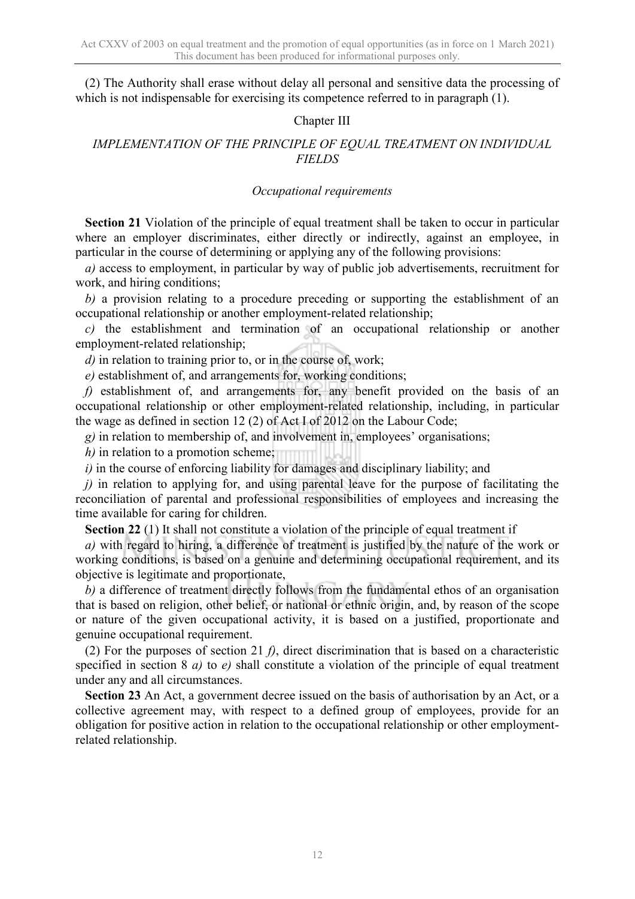(2) The Authority shall erase without delay all personal and sensitive data the processing of which is not indispensable for exercising its competence referred to in paragraph (1).

## Chapter III

## *IMPLEMENTATION OF THE PRINCIPLE OF EQUAL TREATMENT ON INDIVIDUAL FIELDS*

### *Occupational requirements*

**Section 21** Violation of the principle of equal treatment shall be taken to occur in particular where an employer discriminates, either directly or indirectly, against an employee, in particular in the course of determining or applying any of the following provisions:

*a)* access to employment, in particular by way of public job advertisements, recruitment for work, and hiring conditions;

*b)* a provision relating to a procedure preceding or supporting the establishment of an occupational relationship or another employment-related relationship;

*c)* the establishment and termination of an occupational relationship or another employment-related relationship;

*d)* in relation to training prior to, or in the course of, work;

*e)* establishment of, and arrangements for, working conditions;

*f)* establishment of, and arrangements for, any benefit provided on the basis of an occupational relationship or other employment-related relationship, including, in particular the wage as defined in section 12 (2) of Act I of 2012 on the Labour Code;

*g)* in relation to membership of, and involvement in, employees' organisations;

*h)* in relation to a promotion scheme;

*i)* in the course of enforcing liability for damages and disciplinary liability; and

*j)* in relation to applying for, and using parental leave for the purpose of facilitating the reconciliation of parental and professional responsibilities of employees and increasing the time available for caring for children.

**Section 22** (1) It shall not constitute a violation of the principle of equal treatment if

*a)* with regard to hiring, a difference of treatment is justified by the nature of the work or working conditions, is based on a genuine and determining occupational requirement, and its objective is legitimate and proportionate,

*b)* a difference of treatment directly follows from the fundamental ethos of an organisation that is based on religion, other belief, or national or ethnic origin, and, by reason of the scope or nature of the given occupational activity, it is based on a justified, proportionate and genuine occupational requirement.

(2) For the purposes of section 21 *f)*, direct discrimination that is based on a characteristic specified in section 8 *a)* to *e)* shall constitute a violation of the principle of equal treatment under any and all circumstances.

**Section 23** An Act, a government decree issued on the basis of authorisation by an Act, or a collective agreement may, with respect to a defined group of employees, provide for an obligation for positive action in relation to the occupational relationship or other employment-related relationship.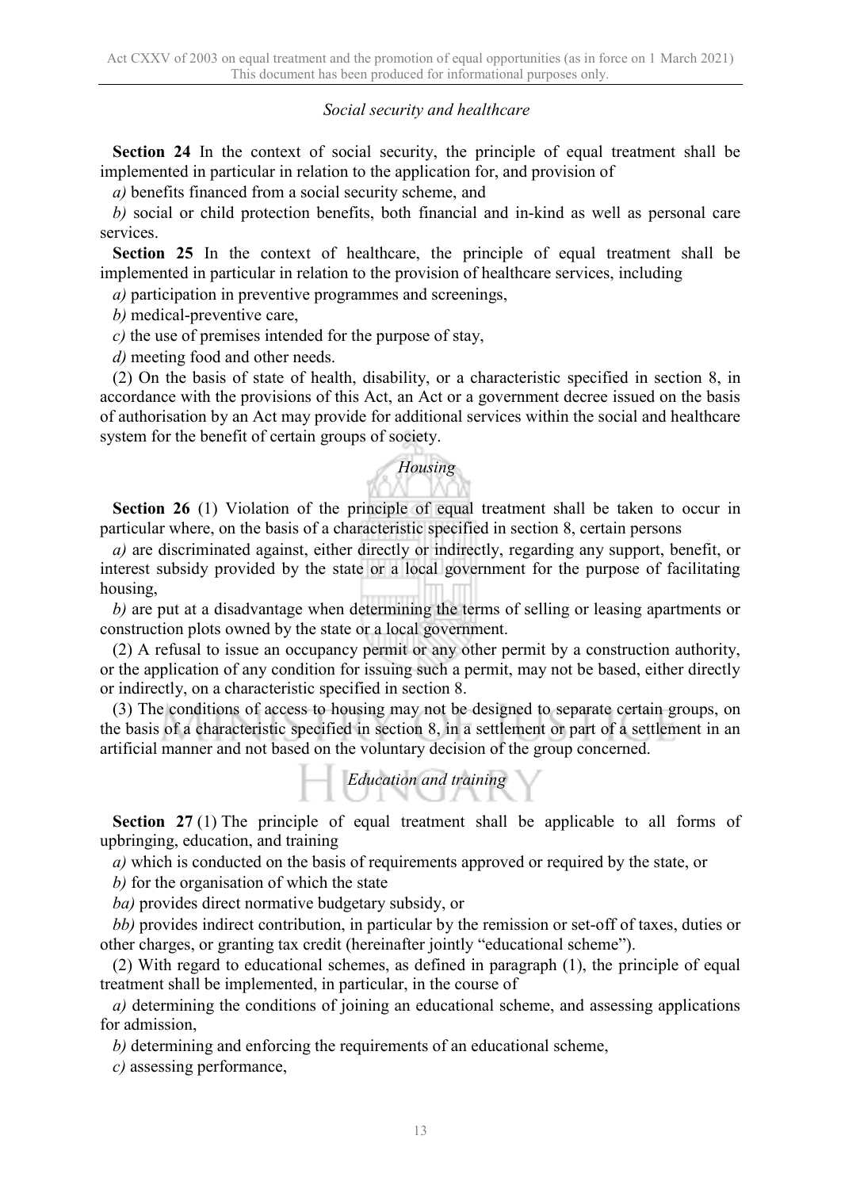*Social security and healthcare*

**Section 24** In the context of social security, the principle of equal treatment shall be implemented in particular in relation to the application for, and provision of

*a)* benefits financed from a social security scheme, and

*b)* social or child protection benefits, both financial and in-kind as well as personal care services.

**Section 25** In the context of healthcare, the principle of equal treatment shall be implemented in particular in relation to the provision of healthcare services, including

*a)* participation in preventive programmes and screenings,

*b)* medical-preventive care,

*c)* the use of premises intended for the purpose of stay,

*d)* meeting food and other needs.

(2) On the basis of state of health, disability, or a characteristic specified in section 8, in accordance with the provisions of this Act, an Act or a government decree issued on the basis of authorisation by an Act may provide for additional services within the social and healthcare system for the benefit of certain groups of society.

*Housing*

**Section 26** (1) Violation of the principle of equal treatment shall be taken to occur in particular where, on the basis of a characteristic specified in section 8, certain persons

*a)* are discriminated against, either directly or indirectly, regarding any support, benefit, or interest subsidy provided by the state or a local government for the purpose of facilitating housing,

*b)* are put at a disadvantage when determining the terms of selling or leasing apartments or construction plots owned by the state or a local government.

(2) A refusal to issue an occupancy permit or any other permit by a construction authority, or the application of any condition for issuing such a permit, may not be based, either directly or indirectly, on a characteristic specified in section 8.

(3) The conditions of access to housing may not be designed to separate certain groups, on the basis of a characteristic specified in section 8, in a settlement or part of a settlement in an artificial manner and not based on the voluntary decision of the group concerned.

*Education and training*

**Section 27** (1) The principle of equal treatment shall be applicable to all forms of upbringing, education, and training

*a)* which is conducted on the basis of requirements approved or required by the state, or

*b)* for the organisation of which the state

*ba)* provides direct normative budgetary subsidy, or

*bb)* provides indirect contribution, in particular by the remission or set-off of taxes, duties or other charges, or granting tax credit (hereinafter jointly "educational scheme").

(2) With regard to educational schemes, as defined in paragraph (1), the principle of equal treatment shall be implemented, in particular, in the course of

*a)* determining the conditions of joining an educational scheme, and assessing applications for admission,

*b)* determining and enforcing the requirements of an educational scheme,

*c)* assessing performance,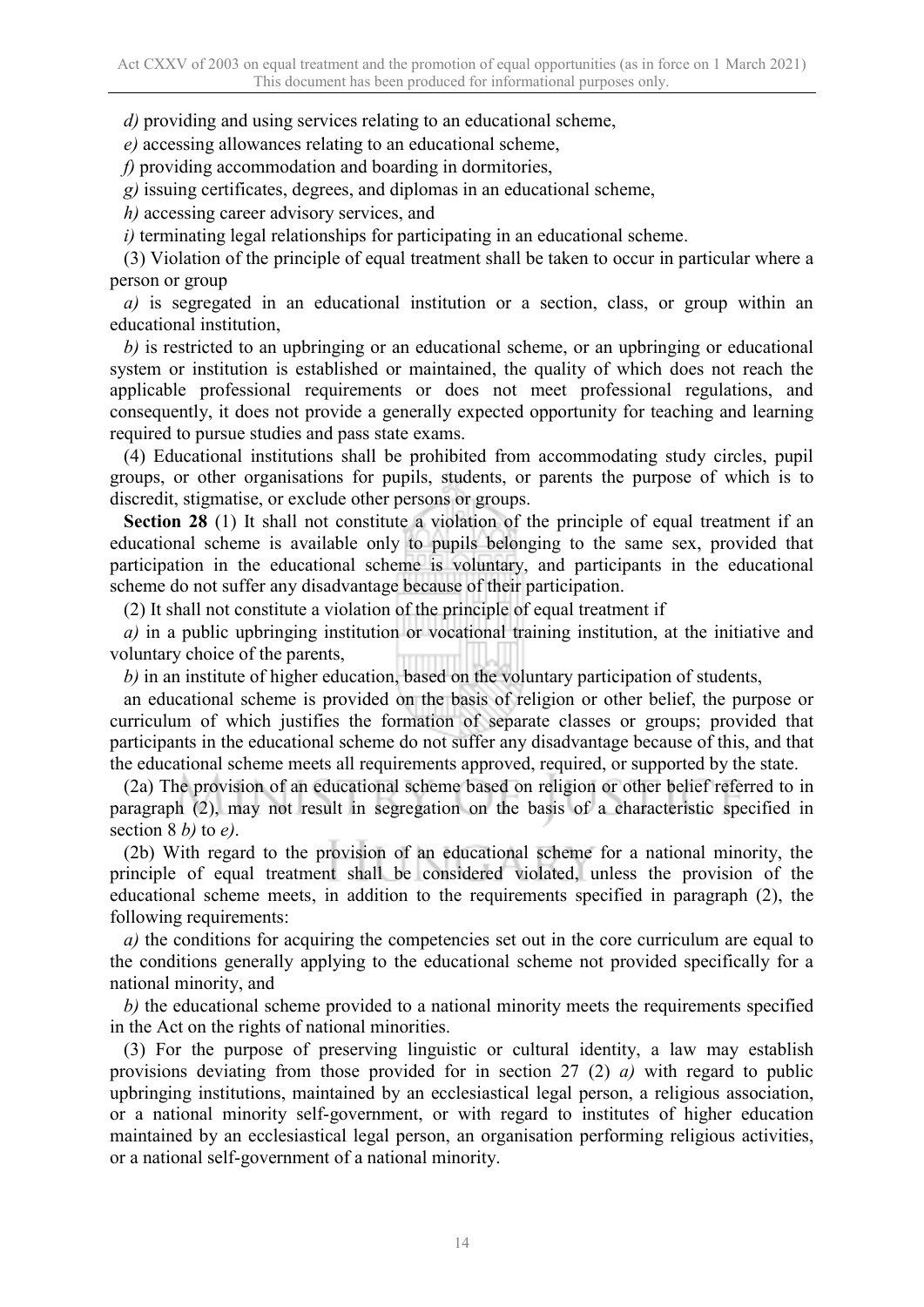*d)* providing and using services relating to an educational scheme,

*e)* accessing allowances relating to an educational scheme,

*f)* providing accommodation and boarding in dormitories,

*g)* issuing certificates, degrees, and diplomas in an educational scheme,

*h)* accessing career advisory services, and

*i)* terminating legal relationships for participating in an educational scheme.

(3) Violation of the principle of equal treatment shall be taken to occur in particular where a person or group

*a)* is segregated in an educational institution or a section, class, or group within an educational institution,

*b)* is restricted to an upbringing or an educational scheme, or an upbringing or educational system or institution is established or maintained, the quality of which does not reach the applicable professional requirements or does not meet professional regulations, and consequently, it does not provide a generally expected opportunity for teaching and learning required to pursue studies and pass state exams.

(4) Educational institutions shall be prohibited from accommodating study circles, pupil groups, or other organisations for pupils, students, or parents the purpose of which is to discredit, stigmatise, or exclude other persons or groups.

**Section 28** (1) It shall not constitute a violation of the principle of equal treatment if an educational scheme is available only to pupils belonging to the same sex, provided that participation in the educational scheme is voluntary, and participants in the educational scheme do not suffer any disadvantage because of their participation.

(2) It shall not constitute a violation of the principle of equal treatment if

*a)* in a public upbringing institution or vocational training institution, at the initiative and voluntary choice of the parents,

*b)* in an institute of higher education, based on the voluntary participation of students,

an educational scheme is provided on the basis of religion or other belief, the purpose or curriculum of which justifies the formation of separate classes or groups; provided that participants in the educational scheme do not suffer any disadvantage because of this, and that the educational scheme meets all requirements approved, required, or supported by the state.

(2a) The provision of an educational scheme based on religion or other belief referred to in paragraph (2), may not result in segregation on the basis of a characteristic specified in section 8 *b)* to *e)*.

(2b) With regard to the provision of an educational scheme for a national minority, the principle of equal treatment shall be considered violated, unless the provision of the educational scheme meets, in addition to the requirements specified in paragraph (2), the following requirements:

*a)* the conditions for acquiring the competencies set out in the core curriculum are equal to the conditions generally applying to the educational scheme not provided specifically for a national minority, and

*b)* the educational scheme provided to a national minority meets the requirements specified in the Act on the rights of national minorities.

(3) For the purpose of preserving linguistic or cultural identity, a law may establish provisions deviating from those provided for in section 27 (2) *a)* with regard to public upbringing institutions, maintained by an ecclesiastical legal person, a religious association, or a national minority self-government, or with regard to institutes of higher education maintained by an ecclesiastical legal person, an organisation performing religious activities, or a national self-government of a national minority.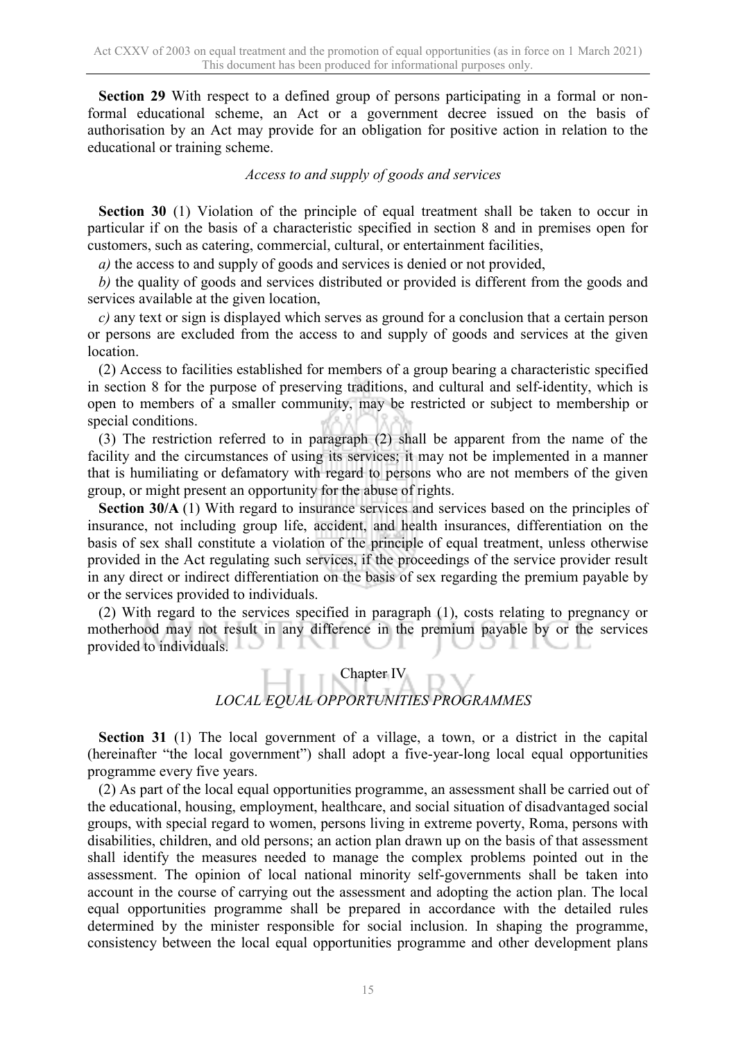**Section 29** With respect to a defined group of persons participating in a formal or non-formal educational scheme, an Act or a government decree issued on the basis of authorisation by an Act may provide for an obligation for positive action in relation to the educational or training scheme.

*Access to and supply of goods and services*

**Section 30** (1) Violation of the principle of equal treatment shall be taken to occur in particular if on the basis of a characteristic specified in section 8 and in premises open for customers, such as catering, commercial, cultural, or entertainment facilities,

*a)* the access to and supply of goods and services is denied or not provided,

*b)* the quality of goods and services distributed or provided is different from the goods and services available at the given location,

*c)* any text or sign is displayed which serves as ground for a conclusion that a certain person or persons are excluded from the access to and supply of goods and services at the given location.

(2) Access to facilities established for members of a group bearing a characteristic specified in section 8 for the purpose of preserving traditions, and cultural and self-identity, which is open to members of a smaller community, may be restricted or subject to membership or special conditions.

(3) The restriction referred to in paragraph (2) shall be apparent from the name of the facility and the circumstances of using its services; it may not be implemented in a manner that is humiliating or defamatory with regard to persons who are not members of the given group, or might present an opportunity for the abuse of rights.

**Section 30/A** (1) With regard to insurance services and services based on the principles of insurance, not including group life, accident, and health insurances, differentiation on the basis of sex shall constitute a violation of the principle of equal treatment, unless otherwise provided in the Act regulating such services, if the proceedings of the service provider result in any direct or indirect differentiation on the basis of sex regarding the premium payable by or the services provided to individuals.

(2) With regard to the services specified in paragraph (1), costs relating to pregnancy or motherhood may not result in any difference in the premium payable by or the services provided to individuals.

## Chapter IV
## *LOCAL EQUAL OPPORTUNITIES PROGRAMMES*

**Section 31** (1) The local government of a village, a town, or a district in the capital (hereinafter "the local government") shall adopt a five-year-long local equal opportunities programme every five years.

(2) As part of the local equal opportunities programme, an assessment shall be carried out of the educational, housing, employment, healthcare, and social situation of disadvantaged social groups, with special regard to women, persons living in extreme poverty, Roma, persons with disabilities, children, and old persons; an action plan drawn up on the basis of that assessment shall identify the measures needed to manage the complex problems pointed out in the assessment. The opinion of local national minority self-governments shall be taken into account in the course of carrying out the assessment and adopting the action plan. The local equal opportunities programme shall be prepared in accordance with the detailed rules determined by the minister responsible for social inclusion. In shaping the programme, consistency between the local equal opportunities programme and other development plans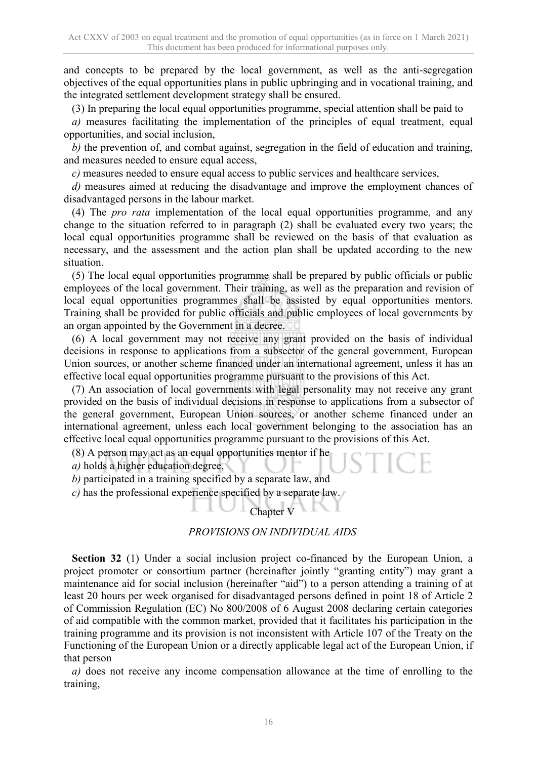and concepts to be prepared by the local government, as well as the anti-segregation objectives of the equal opportunities plans in public upbringing and in vocational training, and the integrated settlement development strategy shall be ensured.

(3) In preparing the local equal opportunities programme, special attention shall be paid to

*a)* measures facilitating the implementation of the principles of equal treatment, equal opportunities, and social inclusion,

*b)* the prevention of, and combat against, segregation in the field of education and training, and measures needed to ensure equal access,

*c)* measures needed to ensure equal access to public services and healthcare services,

*d)* measures aimed at reducing the disadvantage and improve the employment chances of disadvantaged persons in the labour market.

(4) The *pro rata* implementation of the local equal opportunities programme, and any change to the situation referred to in paragraph (2) shall be evaluated every two years; the local equal opportunities programme shall be reviewed on the basis of that evaluation as necessary, and the assessment and the action plan shall be updated according to the new situation.

(5) The local equal opportunities programme shall be prepared by public officials or public employees of the local government. Their training, as well as the preparation and revision of local equal opportunities programmes shall be assisted by equal opportunities mentors. Training shall be provided for public officials and public employees of local governments by an organ appointed by the Government in a decree.

(6) A local government may not receive any grant provided on the basis of individual decisions in response to applications from a subsector of the general government, European Union sources, or another scheme financed under an international agreement, unless it has an effective local equal opportunities programme pursuant to the provisions of this Act.

(7) An association of local governments with legal personality may not receive any grant provided on the basis of individual decisions in response to applications from a subsector of the general government, European Union sources, or another scheme financed under an international agreement, unless each local government belonging to the association has an effective local equal opportunities programme pursuant to the provisions of this Act.

(8) A person may act as an equal opportunities mentor if he

*a)* holds a higher education degree,

*b)* participated in a training specified by a separate law, and

*c)* has the professional experience specified by a separate law.

## Chapter V

## *PROVISIONS ON INDIVIDUAL AIDS*

**Section 32** (1) Under a social inclusion project co-financed by the European Union, a project promoter or consortium partner (hereinafter jointly "granting entity") may grant a maintenance aid for social inclusion (hereinafter "aid") to a person attending a training of at least 20 hours per week organised for disadvantaged persons defined in point 18 of Article 2 of Commission Regulation (EC) No 800/2008 of 6 August 2008 declaring certain categories of aid compatible with the common market, provided that it facilitates his participation in the training programme and its provision is not inconsistent with Article 107 of the Treaty on the Functioning of the European Union or a directly applicable legal act of the European Union, if that person

*a)* does not receive any income compensation allowance at the time of enrolling to the training,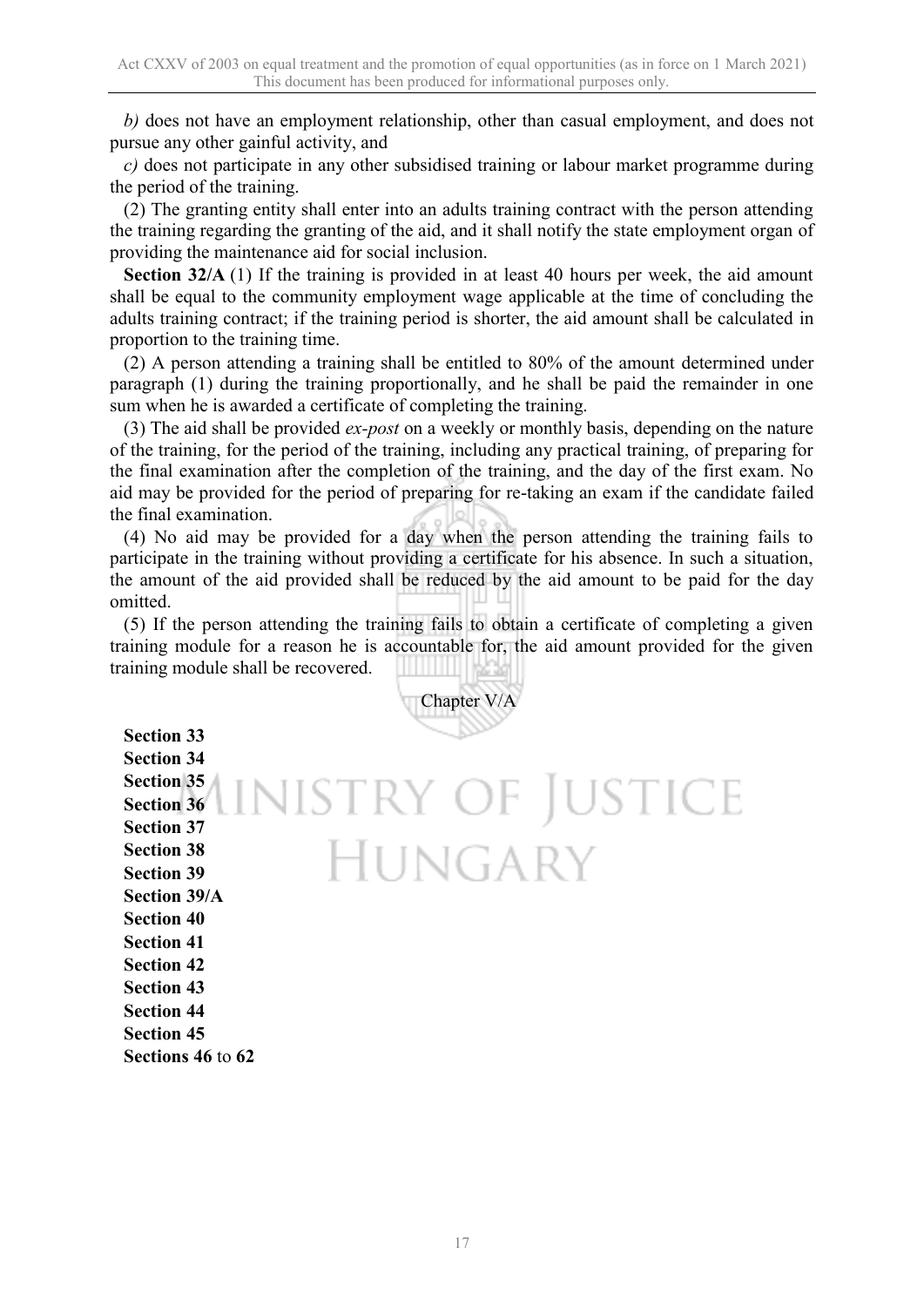*b)* does not have an employment relationship, other than casual employment, and does not pursue any other gainful activity, and

*c)* does not participate in any other subsidised training or labour market programme during the period of the training.

(2) The granting entity shall enter into an adults training contract with the person attending the training regarding the granting of the aid, and it shall notify the state employment organ of providing the maintenance aid for social inclusion.

**Section 32/A** (1) If the training is provided in at least 40 hours per week, the aid amount shall be equal to the community employment wage applicable at the time of concluding the adults training contract; if the training period is shorter, the aid amount shall be calculated in proportion to the training time.

(2) A person attending a training shall be entitled to 80% of the amount determined under paragraph (1) during the training proportionally, and he shall be paid the remainder in one sum when he is awarded a certificate of completing the training.

(3) The aid shall be provided *ex-post* on a weekly or monthly basis, depending on the nature of the training, for the period of the training, including any practical training, of preparing for the final examination after the completion of the training, and the day of the first exam. No aid may be provided for the period of preparing for re-taking an exam if the candidate failed the final examination.

(4) No aid may be provided for a day when the person attending the training fails to participate in the training without providing a certificate for his absence. In such a situation, the amount of the aid provided shall be reduced by the aid amount to be paid for the day omitted.

(5) If the person attending the training fails to obtain a certificate of completing a given training module for a reason he is accountable for, the aid amount provided for the given training module shall be recovered.

## Chapter V/A

**Section 33**
**Section 34**
**Section 35**
**Section 36**
**Section 37**
**Section 38**
**Section 39**
**Section 39/A**
**Section 40**
**Section 41**
**Section 42**
**Section 43**
**Section 44**
**Section 45**
**Sections 46** to **62**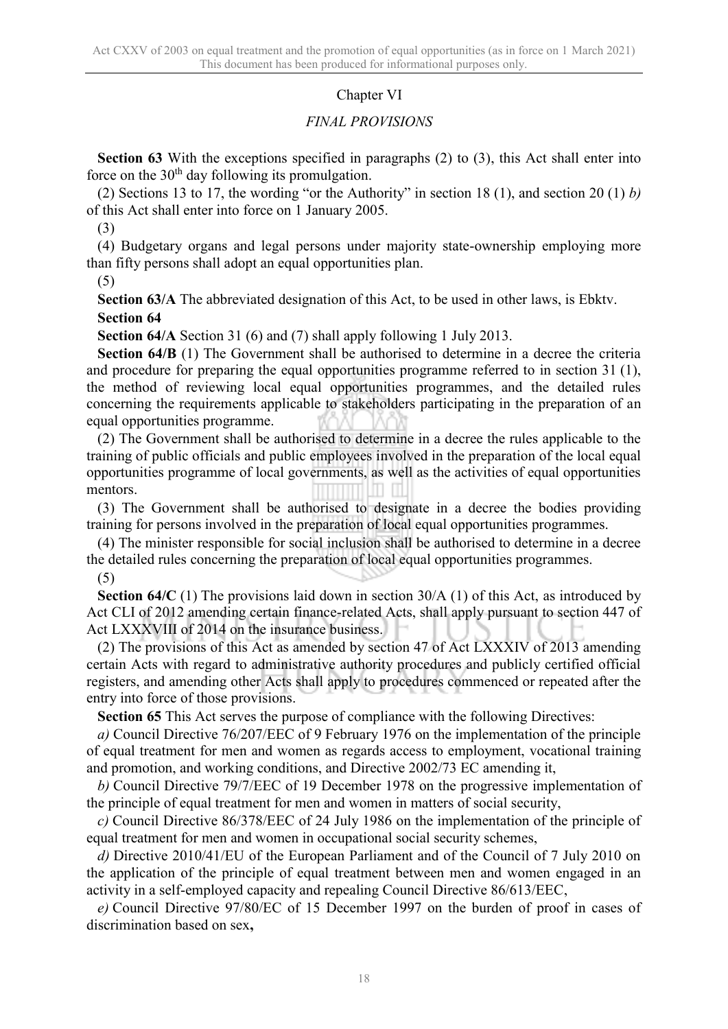## Chapter VI

### *FINAL PROVISIONS*

**Section 63** With the exceptions specified in paragraphs (2) to (3), this Act shall enter into force on the 30th day following its promulgation.

(2) Sections 13 to 17, the wording "or the Authority" in section 18 (1), and section 20 (1) *b)* of this Act shall enter into force on 1 January 2005.

(3)

(4) Budgetary organs and legal persons under majority state-ownership employing more than fifty persons shall adopt an equal opportunities plan.

(5)

**Section 63/A** The abbreviated designation of this Act, to be used in other laws, is Ebktv.

**Section 64**

**Section 64/A** Section 31 (6) and (7) shall apply following 1 July 2013.

**Section 64/B** (1) The Government shall be authorised to determine in a decree the criteria and procedure for preparing the equal opportunities programme referred to in section 31 (1), the method of reviewing local equal opportunities programmes, and the detailed rules concerning the requirements applicable to stakeholders participating in the preparation of an equal opportunities programme.

(2) The Government shall be authorised to determine in a decree the rules applicable to the training of public officials and public employees involved in the preparation of the local equal opportunities programme of local governments, as well as the activities of equal opportunities mentors.

(3) The Government shall be authorised to designate in a decree the bodies providing training for persons involved in the preparation of local equal opportunities programmes.

(4) The minister responsible for social inclusion shall be authorised to determine in a decree the detailed rules concerning the preparation of local equal opportunities programmes.

(5)

**Section 64/C** (1) The provisions laid down in section 30/A (1) of this Act, as introduced by Act CLI of 2012 amending certain finance-related Acts, shall apply pursuant to section 447 of Act LXXXVIII of 2014 on the insurance business.

(2) The provisions of this Act as amended by section 47 of Act LXXXIV of 2013 amending certain Acts with regard to administrative authority procedures and publicly certified official registers, and amending other Acts shall apply to procedures commenced or repeated after the entry into force of those provisions.

**Section 65** This Act serves the purpose of compliance with the following Directives:

*a)* Council Directive 76/207/EEC of 9 February 1976 on the implementation of the principle of equal treatment for men and women as regards access to employment, vocational training and promotion, and working conditions, and Directive 2002/73 EC amending it,

*b)* Council Directive 79/7/EEC of 19 December 1978 on the progressive implementation of the principle of equal treatment for men and women in matters of social security,

*c)* Council Directive 86/378/EEC of 24 July 1986 on the implementation of the principle of equal treatment for men and women in occupational social security schemes,

*d)* Directive 2010/41/EU of the European Parliament and of the Council of 7 July 2010 on the application of the principle of equal treatment between men and women engaged in an activity in a self-employed capacity and repealing Council Directive 86/613/EEC,

*e)* Council Directive 97/80/EC of 15 December 1997 on the burden of proof in cases of discrimination based on sex**,**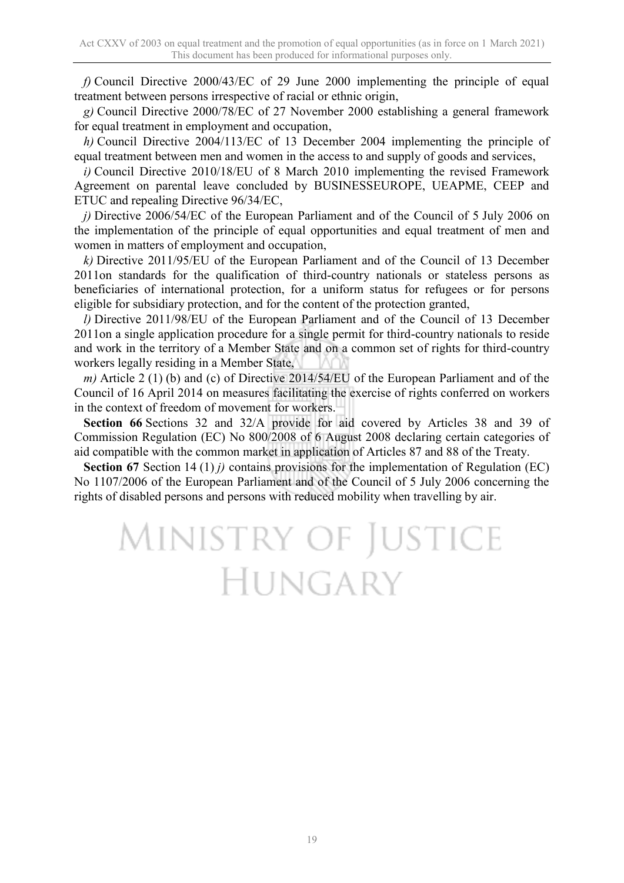*f)* Council Directive 2000/43/EC of 29 June 2000 implementing the principle of equal treatment between persons irrespective of racial or ethnic origin,

*g)* Council Directive 2000/78/EC of 27 November 2000 establishing a general framework for equal treatment in employment and occupation,

*h)* Council Directive 2004/113/EC of 13 December 2004 implementing the principle of equal treatment between men and women in the access to and supply of goods and services,

*i)* Council Directive 2010/18/EU of 8 March 2010 implementing the revised Framework Agreement on parental leave concluded by BUSINESSEUROPE, UEAPME, CEEP and ETUC and repealing Directive 96/34/EC,

*j)* Directive 2006/54/EC of the European Parliament and of the Council of 5 July 2006 on the implementation of the principle of equal opportunities and equal treatment of men and women in matters of employment and occupation,

*k)* Directive 2011/95/EU of the European Parliament and of the Council of 13 December 2011on standards for the qualification of third-country nationals or stateless persons as beneficiaries of international protection, for a uniform status for refugees or for persons eligible for subsidiary protection, and for the content of the protection granted,

*l)* Directive 2011/98/EU of the European Parliament and of the Council of 13 December 2011on a single application procedure for a single permit for third-country nationals to reside and work in the territory of a Member State and on a common set of rights for third-country workers legally residing in a Member State,

*m)* Article 2 (1) (b) and (c) of Directive 2014/54/EU of the European Parliament and of the Council of 16 April 2014 on measures facilitating the exercise of rights conferred on workers in the context of freedom of movement for workers.

**Section 66** Sections 32 and 32/A provide for aid covered by Articles 38 and 39 of Commission Regulation (EC) No 800/2008 of 6 August 2008 declaring certain categories of aid compatible with the common market in application of Articles 87 and 88 of the Treaty.

**Section 67** Section 14 (1) *j)* contains provisions for the implementation of Regulation (EC) No 1107/2006 of the European Parliament and of the Council of 5 July 2006 concerning the rights of disabled persons and persons with reduced mobility when travelling by air.